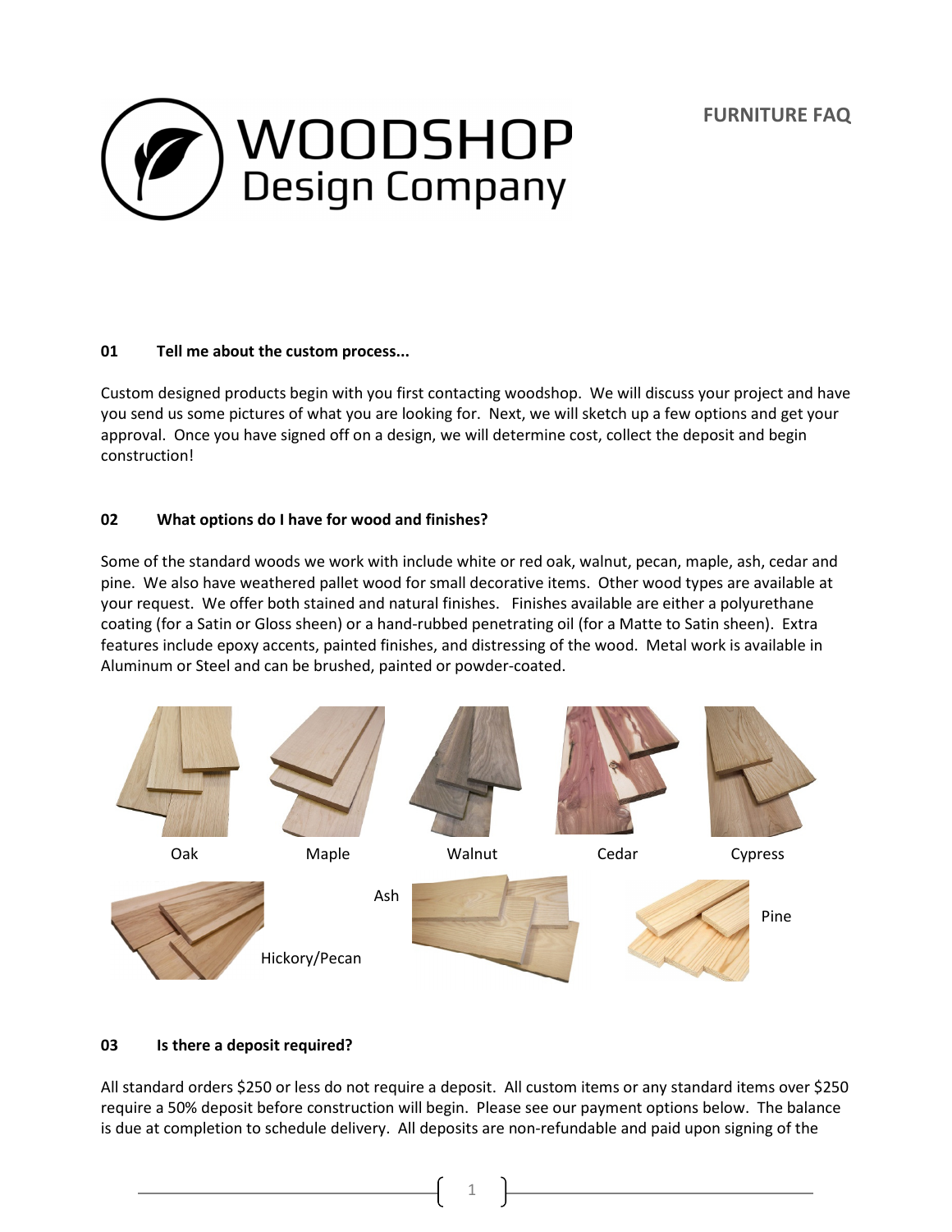# WOODSHOP Design Company

**FURNITURE FAQ**

### 01 Tell me about the custom process...

Custom designed products begin with you first contacting woodshop. We will discuss your project and have you send us some pictures of what you are looking for. Next, we will sketch up a few options and get your approval. Once you have signed off on a design, we will determine cost, collect the deposit and begin construction!

### 02 What options do I have for wood and finishes?

Some of the standard woods we work with include white or red oak, walnut, pecan, maple, ash, cedar and pine. We also have weathered pallet wood for small decorative items. Other wood types are available at your request. We offer both stained and natural finishes. Finishes available are either a polyurethane coating (for a Satin or Gloss sheen) or a hand-rubbed penetrating oil (for a Matte to Satin sheen). Extra features include epoxy accents, painted finishes, and distressing of the wood. Metal work is available in Aluminum or Steel and can be brushed, painted or powder-coated.

Oak

Maple

Walnut

Cedar

Cypress

Hickory/Pecan

Ash

Pine

### 03 Is there a deposit required?

All standard orders $250 or less do not require a deposit. All custom items or any standard items over $250 require a 50% deposit before construction will begin. Please see our payment options below. The balance is due at completion to schedule delivery. All deposits are non-refundable and paid upon signing of the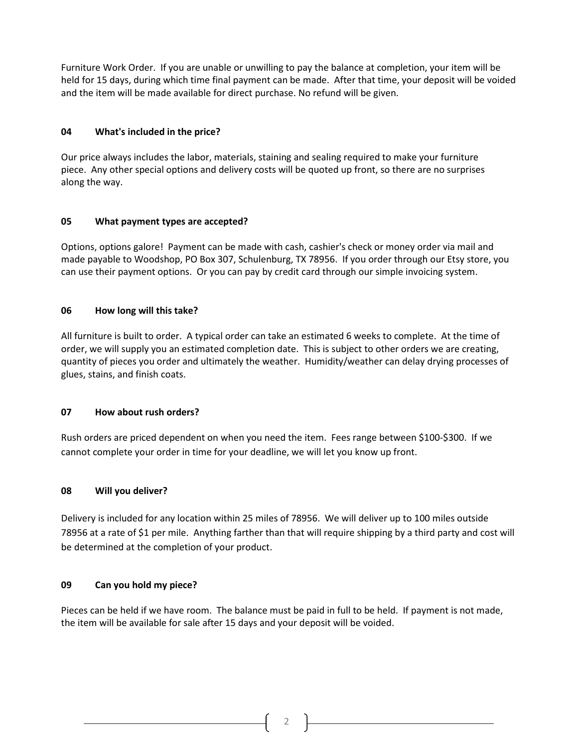Furniture Work Order. If you are unable or unwilling to pay the balance at completion, your item will be held for 15 days, during which time final payment can be made. After that time, your deposit will be voided and the item will be made available for direct purchase. No refund will be given.

### 04 What's included in the price?

Our price always includes the labor, materials, staining and sealing required to make your furniture piece. Any other special options and delivery costs will be quoted up front, so there are no surprises along the way.

### 05 What payment types are accepted?

Options, options galore! Payment can be made with cash, cashier's check or money order via mail and made payable to Woodshop, PO Box 307, Schulenburg, TX 78956. If you order through our Etsy store, you can use their payment options. Or you can pay by credit card through our simple invoicing system.

### 06 How long will this take?

All furniture is built to order. A typical order can take an estimated 6 weeks to complete. At the time of order, we will supply you an estimated completion date. This is subject to other orders we are creating, quantity of pieces you order and ultimately the weather. Humidity/weather can delay drying processes of glues, stains, and finish coats.

### 07 How about rush orders?

Rush orders are priced dependent on when you need the item. Fees range between $100-$300. If we cannot complete your order in time for your deadline, we will let you know up front.

### 08 Will you deliver?

Delivery is included for any location within 25 miles of 78956. We will deliver up to 100 miles outside 78956 at a rate of $1 per mile. Anything farther than that will require shipping by a third party and cost will be determined at the completion of your product.

### 09 Can you hold my piece?

Pieces can be held if we have room. The balance must be paid in full to be held. If payment is not made, the item will be available for sale after 15 days and your deposit will be voided.